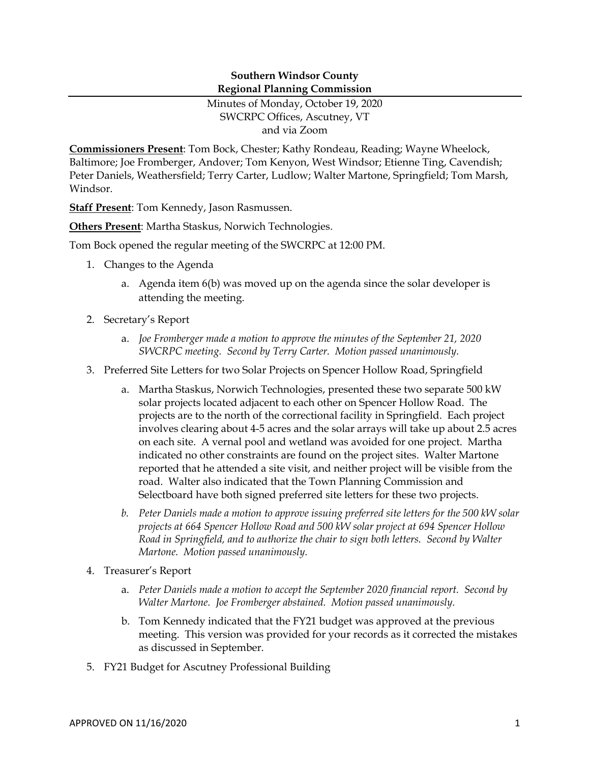**Southern Windsor County**
**Regional Planning Commission**

Minutes of Monday, October 19, 2020
SWCRPC Offices, Ascutney, VT
and via Zoom

**Commissioners Present**: Tom Bock, Chester; Kathy Rondeau, Reading; Wayne Wheelock, Baltimore; Joe Fromberger, Andover; Tom Kenyon, West Windsor; Etienne Ting, Cavendish; Peter Daniels, Weathersfield; Terry Carter, Ludlow; Walter Martone, Springfield; Tom Marsh, Windsor.

**Staff Present**: Tom Kennedy, Jason Rasmussen.

**Others Present**: Martha Staskus, Norwich Technologies.

Tom Bock opened the regular meeting of the SWCRPC at 12:00 PM.

1. Changes to the Agenda
   a. Agenda item 6(b) was moved up on the agenda since the solar developer is attending the meeting.
2. Secretary's Report
   a. *Joe Fromberger made a motion to approve the minutes of the September 21, 2020 SWCRPC meeting. Second by Terry Carter. Motion passed unanimously.*
3. Preferred Site Letters for two Solar Projects on Spencer Hollow Road, Springfield
   a. Martha Staskus, Norwich Technologies, presented these two separate 500 kW solar projects located adjacent to each other on Spencer Hollow Road. The projects are to the north of the correctional facility in Springfield. Each project involves clearing about 4-5 acres and the solar arrays will take up about 2.5 acres on each site. A vernal pool and wetland was avoided for one project. Martha indicated no other constraints are found on the project sites. Walter Martone reported that he attended a site visit, and neither project will be visible from the road. Walter also indicated that the Town Planning Commission and Selectboard have both signed preferred site letters for these two projects.
   b. *Peter Daniels made a motion to approve issuing preferred site letters for the 500 kW solar projects at 664 Spencer Hollow Road and 500 kW solar project at 694 Spencer Hollow Road in Springfield, and to authorize the chair to sign both letters. Second by Walter Martone. Motion passed unanimously.*
4. Treasurer's Report
   a. *Peter Daniels made a motion to accept the September 2020 financial report. Second by Walter Martone. Joe Fromberger abstained. Motion passed unanimously.*
   b. Tom Kennedy indicated that the FY21 budget was approved at the previous meeting. This version was provided for your records as it corrected the mistakes as discussed in September.
5. FY21 Budget for Ascutney Professional Building

APPROVED ON 11/16/2020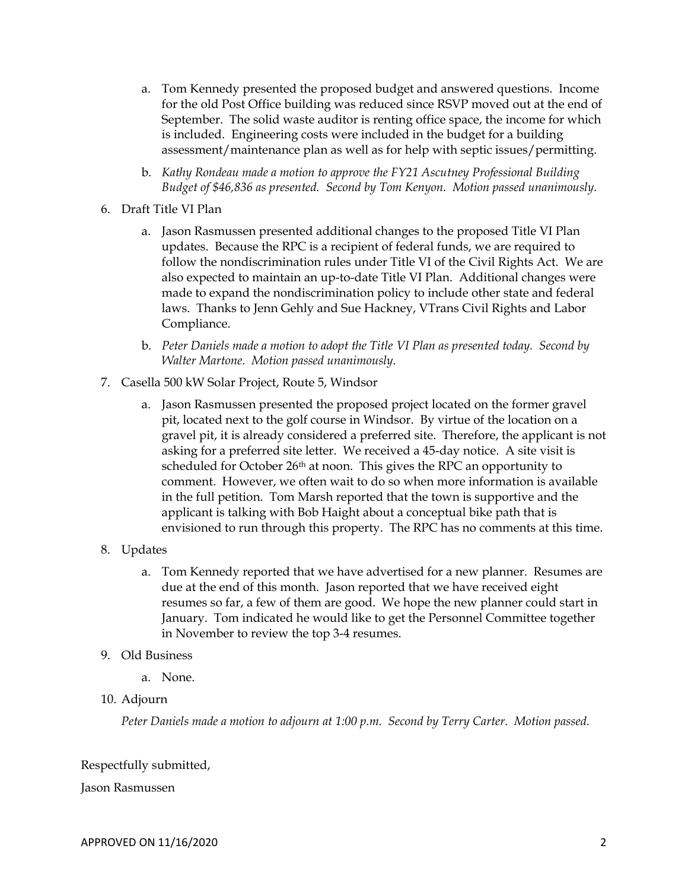a. Tom Kennedy presented the proposed budget and answered questions. Income for the old Post Office building was reduced since RSVP moved out at the end of September. The solid waste auditor is renting office space, the income for which is included. Engineering costs were included in the budget for a building assessment/maintenance plan as well as for help with septic issues/permitting.

b. *Kathy Rondeau made a motion to approve the FY21 Ascutney Professional Building Budget of $46,836 as presented. Second by Tom Kenyon. Motion passed unanimously.*

6. Draft Title VI Plan

a. Jason Rasmussen presented additional changes to the proposed Title VI Plan updates. Because the RPC is a recipient of federal funds, we are required to follow the nondiscrimination rules under Title VI of the Civil Rights Act. We are also expected to maintain an up-to-date Title VI Plan. Additional changes were made to expand the nondiscrimination policy to include other state and federal laws. Thanks to Jenn Gehly and Sue Hackney, VTrans Civil Rights and Labor Compliance.

b. *Peter Daniels made a motion to adopt the Title VI Plan as presented today. Second by Walter Martone. Motion passed unanimously.*

7. Casella 500 kW Solar Project, Route 5, Windsor

a. Jason Rasmussen presented the proposed project located on the former gravel pit, located next to the golf course in Windsor. By virtue of the location on a gravel pit, it is already considered a preferred site. Therefore, the applicant is not asking for a preferred site letter. We received a 45-day notice. A site visit is scheduled for October 26th at noon. This gives the RPC an opportunity to comment. However, we often wait to do so when more information is available in the full petition. Tom Marsh reported that the town is supportive and the applicant is talking with Bob Haight about a conceptual bike path that is envisioned to run through this property. The RPC has no comments at this time.

8. Updates

a. Tom Kennedy reported that we have advertised for a new planner. Resumes are due at the end of this month. Jason reported that we have received eight resumes so far, a few of them are good. We hope the new planner could start in January. Tom indicated he would like to get the Personnel Committee together in November to review the top 3-4 resumes.

9. Old Business

a. None.

10. Adjourn

*Peter Daniels made a motion to adjourn at 1:00 p.m. Second by Terry Carter. Motion passed.*

Respectfully submitted,

Jason Rasmussen

APPROVED ON 11/16/2020